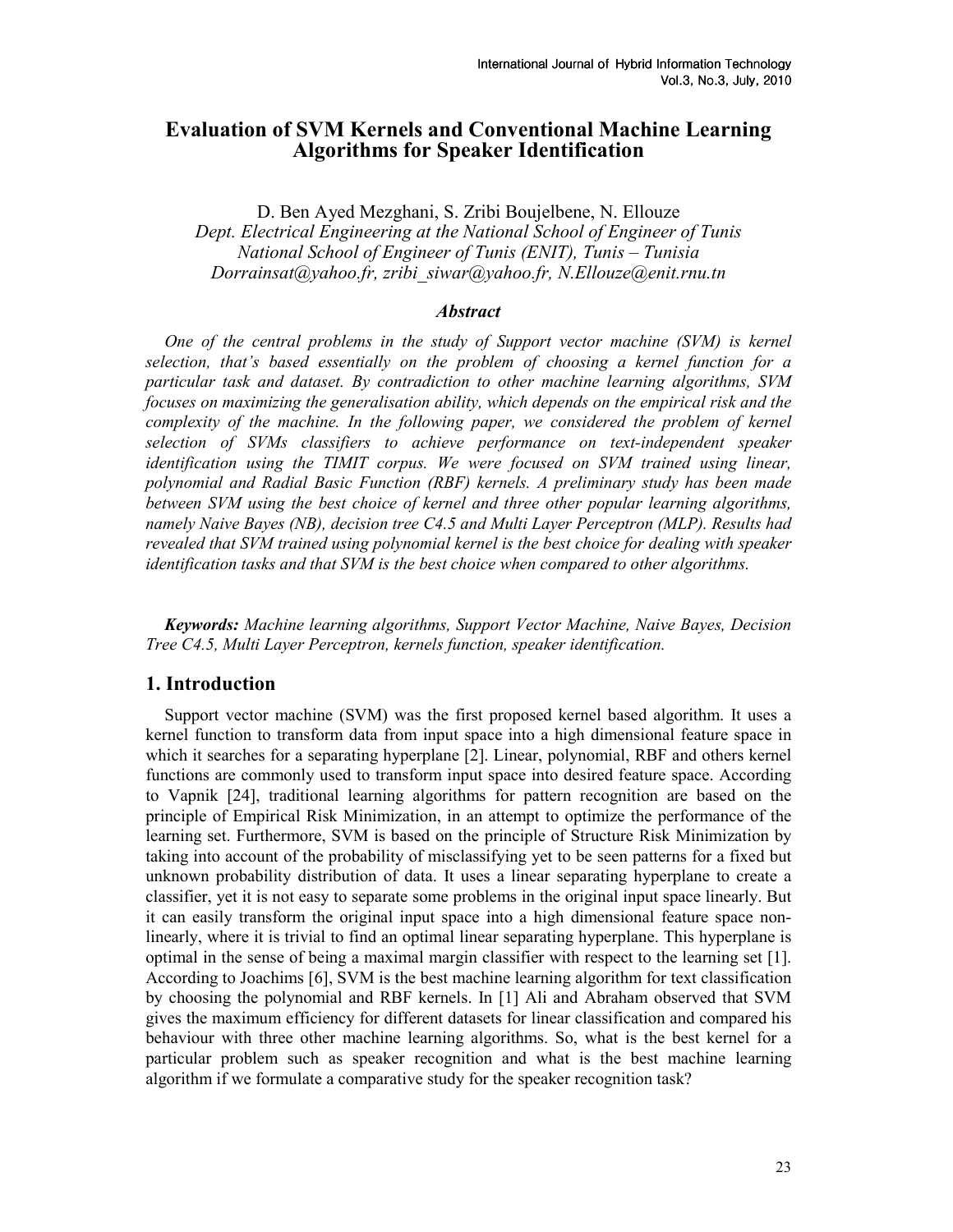# Evaluation of SVM Kernels and Conventional Machine Learning Algorithms for Speaker Identification

D. Ben Ayed Mezghani, S. Zribi Boujelbene, N. Ellouze

*Dept. Electrical Engineering at the National School of Engineer of Tunis*
*National School of Engineer of Tunis (ENIT), Tunis – Tunisia*
*Dorrainsat@yahoo.fr, zribi_siwar@yahoo.fr, N.Ellouze@enit.rnu.tn*

### *Abstract*

*One of the central problems in the study of Support vector machine (SVM) is kernel selection, that's based essentially on the problem of choosing a kernel function for a particular task and dataset. By contradiction to other machine learning algorithms, SVM focuses on maximizing the generalisation ability, which depends on the empirical risk and the complexity of the machine. In the following paper, we considered the problem of kernel selection of SVMs classifiers to achieve performance on text-independent speaker identification using the TIMIT corpus. We were focused on SVM trained using linear, polynomial and Radial Basic Function (RBF) kernels. A preliminary study has been made between SVM using the best choice of kernel and three other popular learning algorithms, namely Naive Bayes (NB), decision tree C4.5 and Multi Layer Perceptron (MLP). Results had revealed that SVM trained using polynomial kernel is the best choice for dealing with speaker identification tasks and that SVM is the best choice when compared to other algorithms.*

***Keywords:*** *Machine learning algorithms, Support Vector Machine, Naive Bayes, Decision Tree C4.5, Multi Layer Perceptron, kernels function, speaker identification.*

## 1. Introduction

Support vector machine (SVM) was the first proposed kernel based algorithm. It uses a kernel function to transform data from input space into a high dimensional feature space in which it searches for a separating hyperplane [2]. Linear, polynomial, RBF and others kernel functions are commonly used to transform input space into desired feature space. According to Vapnik [24], traditional learning algorithms for pattern recognition are based on the principle of Empirical Risk Minimization, in an attempt to optimize the performance of the learning set. Furthermore, SVM is based on the principle of Structure Risk Minimization by taking into account of the probability of misclassifying yet to be seen patterns for a fixed but unknown probability distribution of data. It uses a linear separating hyperplane to create a classifier, yet it is not easy to separate some problems in the original input space linearly. But it can easily transform the original input space into a high dimensional feature space non-linearly, where it is trivial to find an optimal linear separating hyperplane. This hyperplane is optimal in the sense of being a maximal margin classifier with respect to the learning set [1]. According to Joachims [6], SVM is the best machine learning algorithm for text classification by choosing the polynomial and RBF kernels. In [1] Ali and Abraham observed that SVM gives the maximum efficiency for different datasets for linear classification and compared his behaviour with three other machine learning algorithms. So, what is the best kernel for a particular problem such as speaker recognition and what is the best machine learning algorithm if we formulate a comparative study for the speaker recognition task?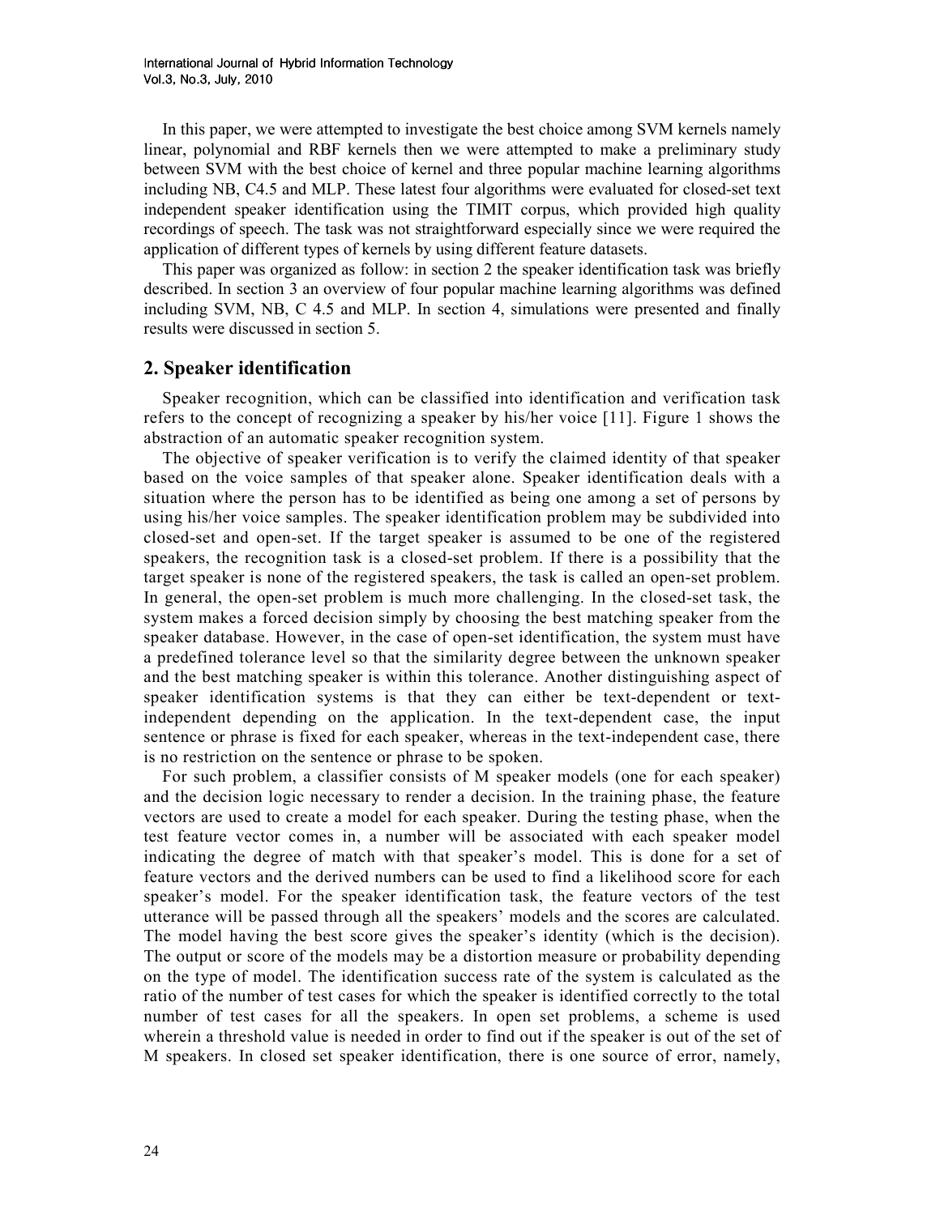In this paper, we were attempted to investigate the best choice among SVM kernels namely linear, polynomial and RBF kernels then we were attempted to make a preliminary study between SVM with the best choice of kernel and three popular machine learning algorithms including NB, C4.5 and MLP. These latest four algorithms were evaluated for closed-set text independent speaker identification using the TIMIT corpus, which provided high quality recordings of speech. The task was not straightforward especially since we were required the application of different types of kernels by using different feature datasets.

This paper was organized as follow: in section 2 the speaker identification task was briefly described. In section 3 an overview of four popular machine learning algorithms was defined including SVM, NB, C 4.5 and MLP. In section 4, simulations were presented and finally results were discussed in section 5.

## 2. Speaker identification

Speaker recognition, which can be classified into identification and verification task refers to the concept of recognizing a speaker by his/her voice [11]. Figure 1 shows the abstraction of an automatic speaker recognition system.

The objective of speaker verification is to verify the claimed identity of that speaker based on the voice samples of that speaker alone. Speaker identification deals with a situation where the person has to be identified as being one among a set of persons by using his/her voice samples. The speaker identification problem may be subdivided into closed-set and open-set. If the target speaker is assumed to be one of the registered speakers, the recognition task is a closed-set problem. If there is a possibility that the target speaker is none of the registered speakers, the task is called an open-set problem. In general, the open-set problem is much more challenging. In the closed-set task, the system makes a forced decision simply by choosing the best matching speaker from the speaker database. However, in the case of open-set identification, the system must have a predefined tolerance level so that the similarity degree between the unknown speaker and the best matching speaker is within this tolerance. Another distinguishing aspect of speaker identification systems is that they can either be text-dependent or text-independent depending on the application. In the text-dependent case, the input sentence or phrase is fixed for each speaker, whereas in the text-independent case, there is no restriction on the sentence or phrase to be spoken.

For such problem, a classifier consists of M speaker models (one for each speaker) and the decision logic necessary to render a decision. In the training phase, the feature vectors are used to create a model for each speaker. During the testing phase, when the test feature vector comes in, a number will be associated with each speaker model indicating the degree of match with that speaker's model. This is done for a set of feature vectors and the derived numbers can be used to find a likelihood score for each speaker's model. For the speaker identification task, the feature vectors of the test utterance will be passed through all the speakers' models and the scores are calculated. The model having the best score gives the speaker's identity (which is the decision). The output or score of the models may be a distortion measure or probability depending on the type of model. The identification success rate of the system is calculated as the ratio of the number of test cases for which the speaker is identified correctly to the total number of test cases for all the speakers. In open set problems, a scheme is used wherein a threshold value is needed in order to find out if the speaker is out of the set of M speakers. In closed set speaker identification, there is one source of error, namely,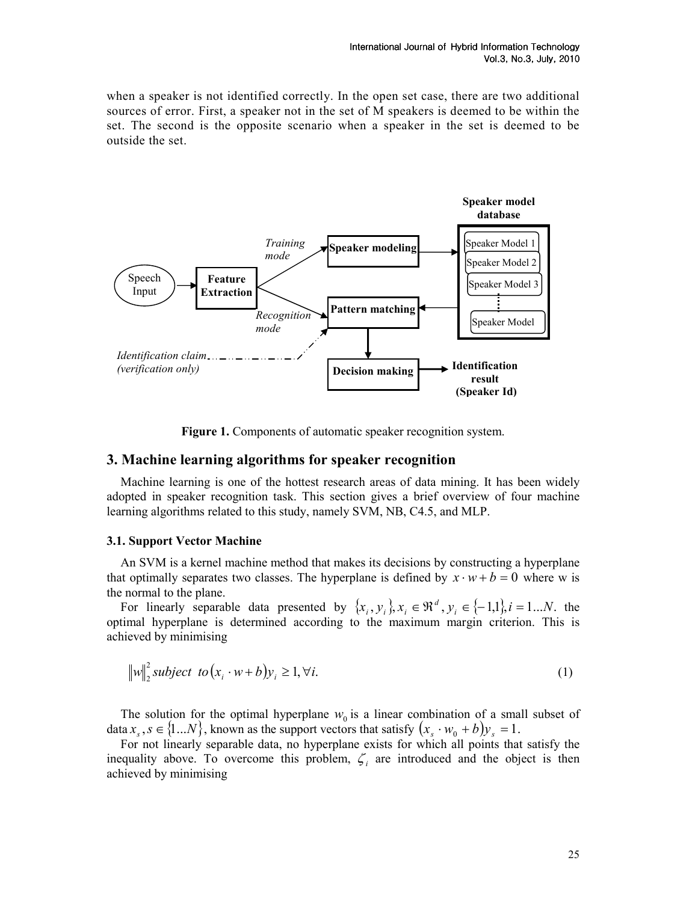when a speaker is not identified correctly. In the open set case, there are two additional sources of error. First, a speaker not in the set of M speakers is deemed to be within the set. The second is the opposite scenario when a speaker in the set is deemed to be outside the set.

**Figure 1.** Components of automatic speaker recognition system.

## 3. Machine learning algorithms for speaker recognition

Machine learning is one of the hottest research areas of data mining. It has been widely adopted in speaker recognition task. This section gives a brief overview of four machine learning algorithms related to this study, namely SVM, NB, C4.5, and MLP.

### 3.1. Support Vector Machine

An SVM is a kernel machine method that makes its decisions by constructing a hyperplane that optimally separates two classes. The hyperplane is defined by $x \cdot w + b = 0$ where w is the normal to the plane.

For linearly separable data presented by $\{x_i, y_i\}, x_i \in \Re^d, y_i \in \{-1,1\}, i = 1...N$. the optimal hyperplane is determined according to the maximum margin criterion. This is achieved by minimising

$$\|w\|_2^2 \, subject \;\; to \left(x_i \cdot w + b\right) y_i \geq 1, \forall i. \tag{1}$$

The solution for the optimal hyperplane $w_0$ is a linear combination of a small subset of data $x_s, s \in \{1...N\}$, known as the support vectors that satisfy $\left(x_s \cdot w_0 + b\right) y_s = 1$.

For not linearly separable data, no hyperplane exists for which all points that satisfy the inequality above. To overcome this problem, $\zeta_i$ are introduced and the object is then achieved by minimising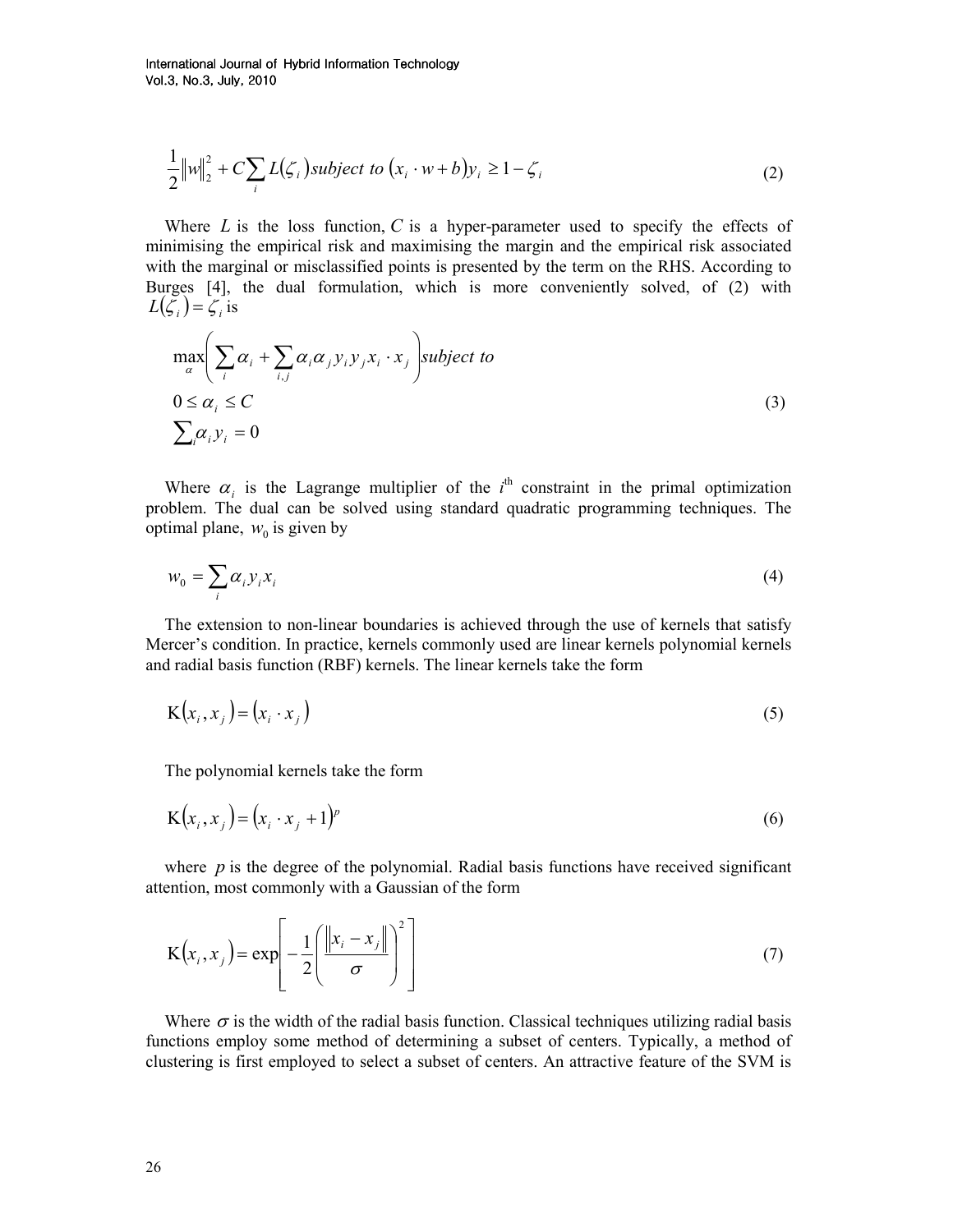$$\frac{1}{2}\|w\|_2^2 + C\sum_i L(\zeta_i) \, subject \; to \; (x_i \cdot w + b)y_i \geq 1 - \zeta_i \tag{2}$$

Where $L$ is the loss function, $C$ is a hyper-parameter used to specify the effects of minimising the empirical risk and maximising the margin and the empirical risk associated with the marginal or misclassified points is presented by the term on the RHS. According to Burges [4], the dual formulation, which is more conveniently solved, of (2) with $L(\zeta_i) = \zeta_i$ is

$$\begin{aligned} &\max_{\alpha}\left(\sum_i \alpha_i + \sum_{i,j} \alpha_i \alpha_j y_i y_j x_i \cdot x_j\right) subject \; to \\ &0 \leq \alpha_i \leq C \\ &\sum_i \alpha_i y_i = 0 \end{aligned} \tag{3}$$

Where $\alpha_i$ is the Lagrange multiplier of the $i^{\text{th}}$ constraint in the primal optimization problem. The dual can be solved using standard quadratic programming techniques. The optimal plane, $w_0$ is given by

$$w_0 = \sum_i \alpha_i y_i x_i \tag{4}$$

The extension to non-linear boundaries is achieved through the use of kernels that satisfy Mercer's condition. In practice, kernels commonly used are linear kernels polynomial kernels and radial basis function (RBF) kernels. The linear kernels take the form

$$\mathrm{K}(x_i, x_j) = (x_i \cdot x_j) \tag{5}$$

The polynomial kernels take the form

$$\mathrm{K}(x_i, x_j) = (x_i \cdot x_j + 1)^p \tag{6}$$

where $p$ is the degree of the polynomial. Radial basis functions have received significant attention, most commonly with a Gaussian of the form

$$\mathrm{K}(x_i, x_j) = \exp\left[-\frac{1}{2}\left(\frac{\|x_i - x_j\|}{\sigma}\right)^2\right] \tag{7}$$

Where $\sigma$ is the width of the radial basis function. Classical techniques utilizing radial basis functions employ some method of determining a subset of centers. Typically, a method of clustering is first employed to select a subset of centers. An attractive feature of the SVM is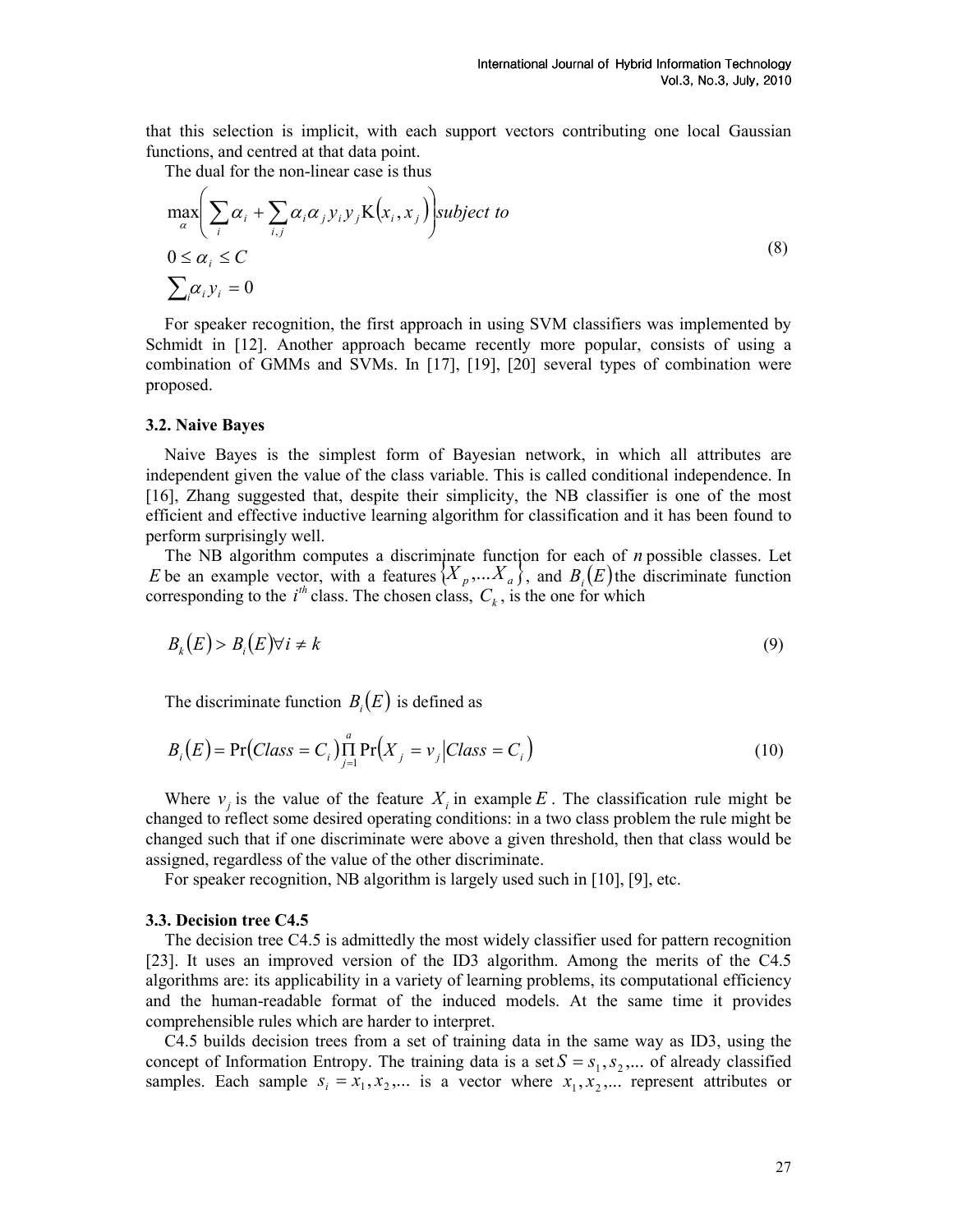that this selection is implicit, with each support vectors contributing one local Gaussian functions, and centred at that data point.

The dual for the non-linear case is thus

$$
\begin{aligned}
&\max_{\alpha}\left(\sum_{i}\alpha_i + \sum_{i,j}\alpha_i\alpha_j y_i y_j \mathrm{K}(x_i, x_j)\right) subject\ to \\
&0 \le \alpha_i \le C \\
&\sum_i \alpha_i y_i = 0
\end{aligned}
\tag{8}
$$

For speaker recognition, the first approach in using SVM classifiers was implemented by Schmidt in [12]. Another approach became recently more popular, consists of using a combination of GMMs and SVMs. In [17], [19], [20] several types of combination were proposed.

### 3.2. Naive Bayes

Naive Bayes is the simplest form of Bayesian network, in which all attributes are independent given the value of the class variable. This is called conditional independence. In [16], Zhang suggested that, despite their simplicity, the NB classifier is one of the most efficient and effective inductive learning algorithm for classification and it has been found to perform surprisingly well.

The NB algorithm computes a discriminate function for each of $n$ possible classes. Let $E$ be an example vector, with a features $\{X_p, \ldots X_a\}$, and $B_i(E)$ the discriminate function corresponding to the $i^{th}$ class. The chosen class, $C_k$, is the one for which

$$
B_k(E) > B_i(E) \forall i \ne k \tag{9}
$$

The discriminate function $B_i(E)$ is defined as

$$
B_i(E) = \Pr(Class = C_i)\prod_{j=1}^{a}\Pr(X_j = v_j | Class = C_i) \tag{10}
$$

Where $v_j$ is the value of the feature $X_i$ in example $E$. The classification rule might be changed to reflect some desired operating conditions: in a two class problem the rule might be changed such that if one discriminate were above a given threshold, then that class would be assigned, regardless of the value of the other discriminate.

For speaker recognition, NB algorithm is largely used such in [10], [9], etc.

### 3.3. Decision tree C4.5

The decision tree C4.5 is admittedly the most widely classifier used for pattern recognition [23]. It uses an improved version of the ID3 algorithm. Among the merits of the C4.5 algorithms are: its applicability in a variety of learning problems, its computational efficiency and the human-readable format of the induced models. At the same time it provides comprehensible rules which are harder to interpret.

C4.5 builds decision trees from a set of training data in the same way as ID3, using the concept of Information Entropy. The training data is a set $S = s_1, s_2, \ldots$ of already classified samples. Each sample $s_i = x_1, x_2, \ldots$ is a vector where $x_1, x_2, \ldots$ represent attributes or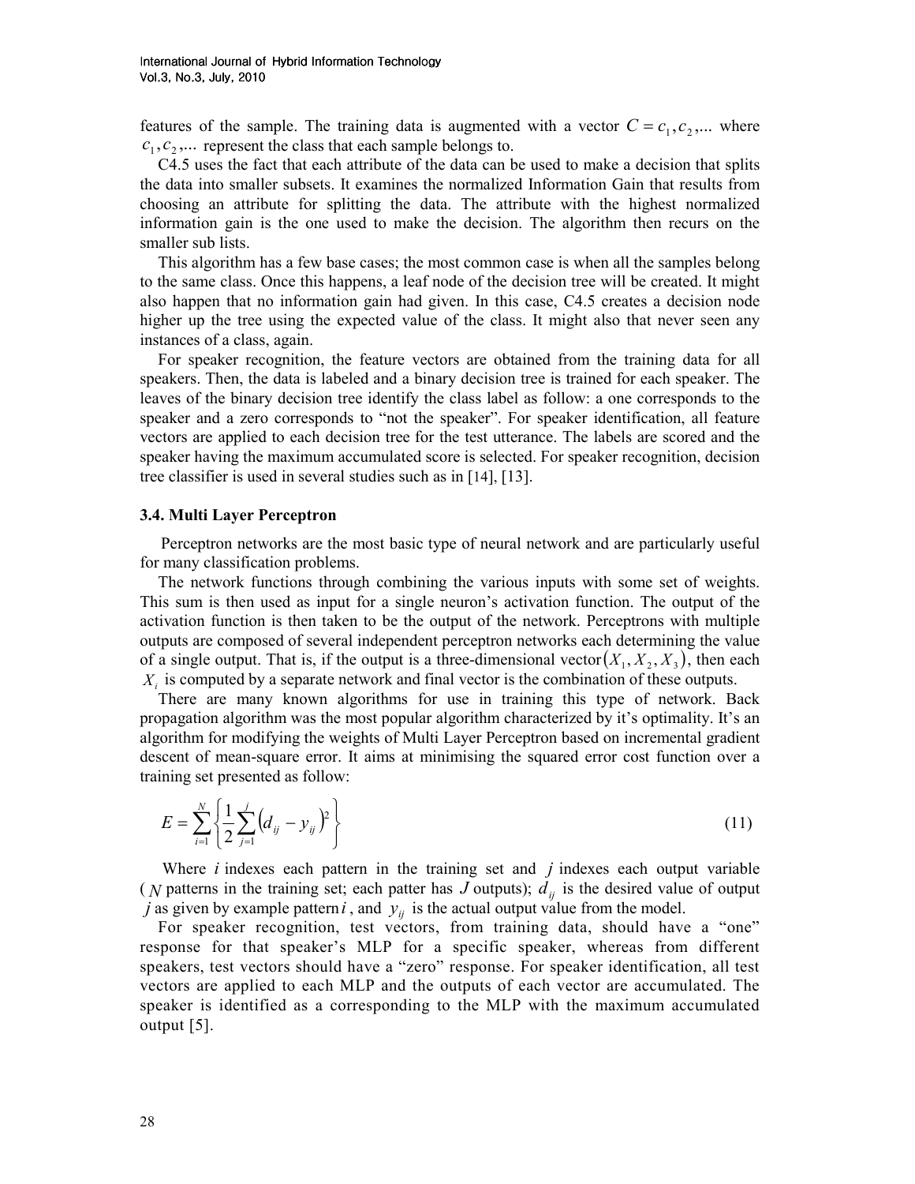features of the sample. The training data is augmented with a vector $C = c_1, c_2, ...$ where $c_1, c_2, ...$ represent the class that each sample belongs to.

C4.5 uses the fact that each attribute of the data can be used to make a decision that splits the data into smaller subsets. It examines the normalized Information Gain that results from choosing an attribute for splitting the data. The attribute with the highest normalized information gain is the one used to make the decision. The algorithm then recurs on the smaller sub lists.

This algorithm has a few base cases; the most common case is when all the samples belong to the same class. Once this happens, a leaf node of the decision tree will be created. It might also happen that no information gain had given. In this case, C4.5 creates a decision node higher up the tree using the expected value of the class. It might also that never seen any instances of a class, again.

For speaker recognition, the feature vectors are obtained from the training data for all speakers. Then, the data is labeled and a binary decision tree is trained for each speaker. The leaves of the binary decision tree identify the class label as follow: a one corresponds to the speaker and a zero corresponds to "not the speaker". For speaker identification, all feature vectors are applied to each decision tree for the test utterance. The labels are scored and the speaker having the maximum accumulated score is selected. For speaker recognition, decision tree classifier is used in several studies such as in [14], [13].

### 3.4. Multi Layer Perceptron

Perceptron networks are the most basic type of neural network and are particularly useful for many classification problems.

The network functions through combining the various inputs with some set of weights. This sum is then used as input for a single neuron's activation function. The output of the activation function is then taken to be the output of the network. Perceptrons with multiple outputs are composed of several independent perceptron networks each determining the value of a single output. That is, if the output is a three-dimensional vector $(X_1, X_2, X_3)$, then each $X_i$ is computed by a separate network and final vector is the combination of these outputs.

There are many known algorithms for use in training this type of network. Back propagation algorithm was the most popular algorithm characterized by it's optimality. It's an algorithm for modifying the weights of Multi Layer Perceptron based on incremental gradient descent of mean-square error. It aims at minimising the squared error cost function over a training set presented as follow:

$$E = \sum_{i=1}^{N} \left\{ \frac{1}{2} \sum_{j=1}^{j} \left( d_{ij} - y_{ij} \right)^2 \right\} \tag{11}$$

Where $i$ indexes each pattern in the training set and $j$ indexes each output variable ($N$ patterns in the training set; each patter has $J$ outputs); $d_{ij}$ is the desired value of output $j$ as given by example pattern $i$, and $y_{ij}$ is the actual output value from the model.

For speaker recognition, test vectors, from training data, should have a "one" response for that speaker's MLP for a specific speaker, whereas from different speakers, test vectors should have a "zero" response. For speaker identification, all test vectors are applied to each MLP and the outputs of each vector are accumulated. The speaker is identified as a corresponding to the MLP with the maximum accumulated output [5].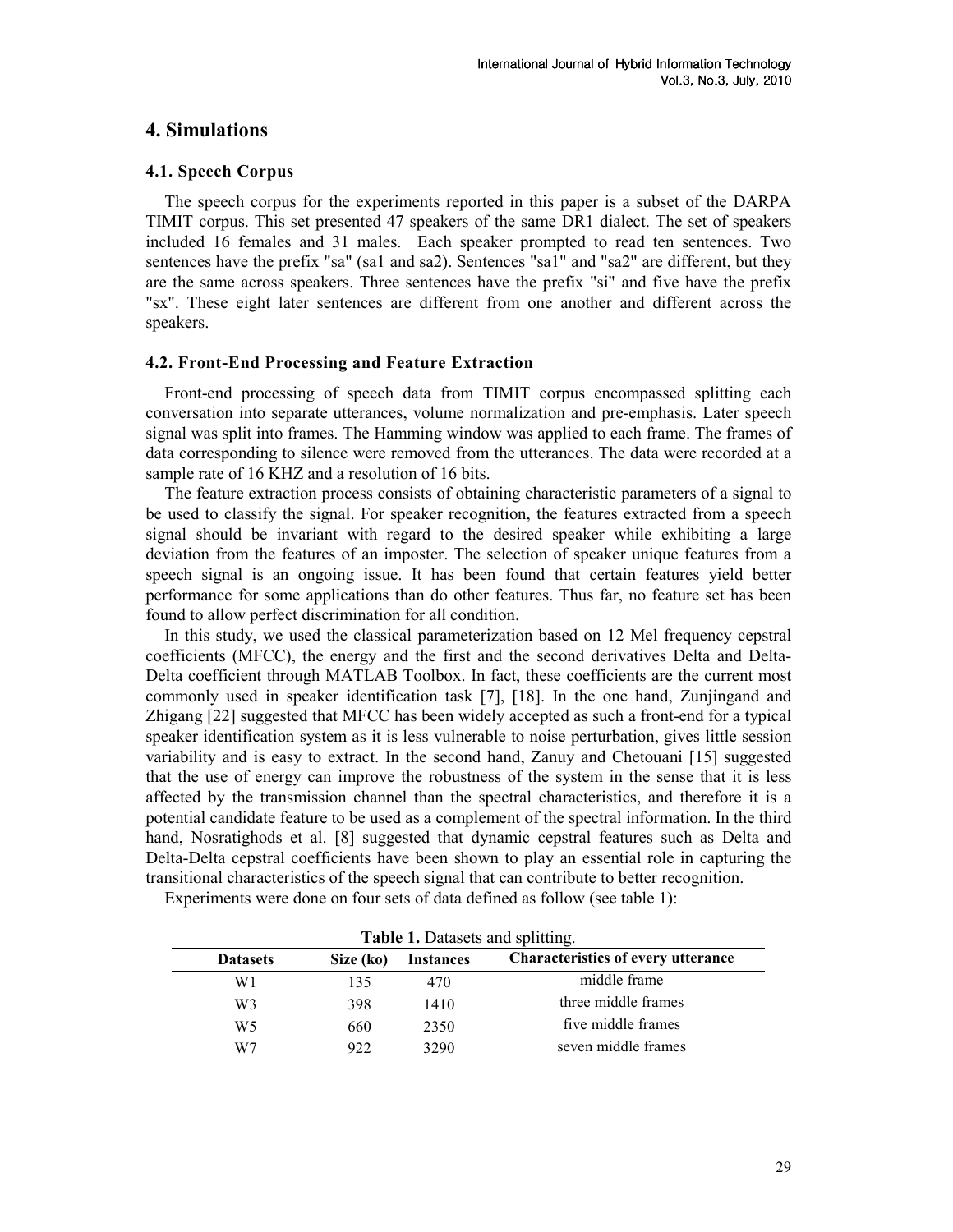## 4. Simulations

### 4.1. Speech Corpus

The speech corpus for the experiments reported in this paper is a subset of the DARPA TIMIT corpus. This set presented 47 speakers of the same DR1 dialect. The set of speakers included 16 females and 31 males. Each speaker prompted to read ten sentences. Two sentences have the prefix "sa" (sa1 and sa2). Sentences "sa1" and "sa2" are different, but they are the same across speakers. Three sentences have the prefix "si" and five have the prefix "sx". These eight later sentences are different from one another and different across the speakers.

### 4.2. Front-End Processing and Feature Extraction

Front-end processing of speech data from TIMIT corpus encompassed splitting each conversation into separate utterances, volume normalization and pre-emphasis. Later speech signal was split into frames. The Hamming window was applied to each frame. The frames of data corresponding to silence were removed from the utterances. The data were recorded at a sample rate of 16 KHZ and a resolution of 16 bits.

The feature extraction process consists of obtaining characteristic parameters of a signal to be used to classify the signal. For speaker recognition, the features extracted from a speech signal should be invariant with regard to the desired speaker while exhibiting a large deviation from the features of an imposter. The selection of speaker unique features from a speech signal is an ongoing issue. It has been found that certain features yield better performance for some applications than do other features. Thus far, no feature set has been found to allow perfect discrimination for all condition.

In this study, we used the classical parameterization based on 12 Mel frequency cepstral coefficients (MFCC), the energy and the first and the second derivatives Delta and Delta-Delta coefficient through MATLAB Toolbox. In fact, these coefficients are the current most commonly used in speaker identification task [7], [18]. In the one hand, Zunjingand and Zhigang [22] suggested that MFCC has been widely accepted as such a front-end for a typical speaker identification system as it is less vulnerable to noise perturbation, gives little session variability and is easy to extract. In the second hand, Zanuy and Chetouani [15] suggested that the use of energy can improve the robustness of the system in the sense that it is less affected by the transmission channel than the spectral characteristics, and therefore it is a potential candidate feature to be used as a complement of the spectral information. In the third hand, Nosratighods et al. [8] suggested that dynamic cepstral features such as Delta and Delta-Delta cepstral coefficients have been shown to play an essential role in capturing the transitional characteristics of the speech signal that can contribute to better recognition.

Experiments were done on four sets of data defined as follow (see table 1):

**Table 1.** Datasets and splitting.

| Datasets | Size (ko) | Instances | Characteristics of every utterance |
|---|---|---|---|
| W1 | 135 | 470 | middle frame |
| W3 | 398 | 1410 | three middle frames |
| W5 | 660 | 2350 | five middle frames |
| W7 | 922 | 3290 | seven middle frames |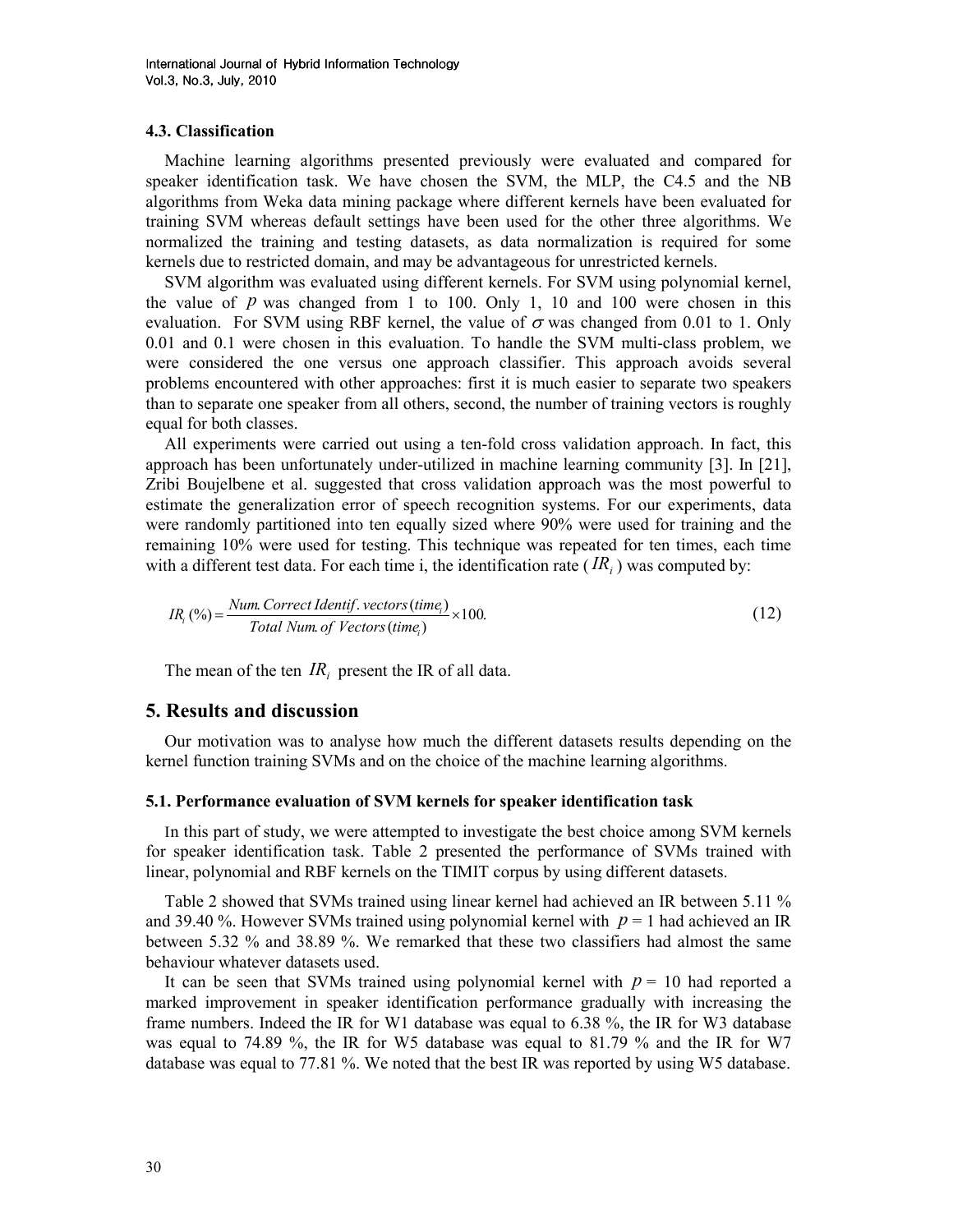### 4.3. Classification

Machine learning algorithms presented previously were evaluated and compared for speaker identification task. We have chosen the SVM, the MLP, the C4.5 and the NB algorithms from Weka data mining package where different kernels have been evaluated for training SVM whereas default settings have been used for the other three algorithms. We normalized the training and testing datasets, as data normalization is required for some kernels due to restricted domain, and may be advantageous for unrestricted kernels.

SVM algorithm was evaluated using different kernels. For SVM using polynomial kernel, the value of $p$ was changed from 1 to 100. Only 1, 10 and 100 were chosen in this evaluation. For SVM using RBF kernel, the value of $\sigma$ was changed from 0.01 to 1. Only 0.01 and 0.1 were chosen in this evaluation. To handle the SVM multi-class problem, we were considered the one versus one approach classifier. This approach avoids several problems encountered with other approaches: first it is much easier to separate two speakers than to separate one speaker from all others, second, the number of training vectors is roughly equal for both classes.

All experiments were carried out using a ten-fold cross validation approach. In fact, this approach has been unfortunately under-utilized in machine learning community [3]. In [21], Zribi Boujelbene et al. suggested that cross validation approach was the most powerful to estimate the generalization error of speech recognition systems. For our experiments, data were randomly partitioned into ten equally sized where 90% were used for training and the remaining 10% were used for testing. This technique was repeated for ten times, each time with a different test data. For each time i, the identification rate ($IR_i$) was computed by:

$$IR_i\,(\%) = \frac{Num.\,Correct\,Identif.\,vectors\,(time_i)}{Total\,Num.\,of\,Vectors\,(time_i)} \times 100. \tag{12}$$

The mean of the ten $IR_i$ present the IR of all data.

## 5. Results and discussion

Our motivation was to analyse how much the different datasets results depending on the kernel function training SVMs and on the choice of the machine learning algorithms.

### 5.1. Performance evaluation of SVM kernels for speaker identification task

In this part of study, we were attempted to investigate the best choice among SVM kernels for speaker identification task. Table 2 presented the performance of SVMs trained with linear, polynomial and RBF kernels on the TIMIT corpus by using different datasets.

Table 2 showed that SVMs trained using linear kernel had achieved an IR between 5.11 % and 39.40 %. However SVMs trained using polynomial kernel with $p$ = 1 had achieved an IR between 5.32 % and 38.89 %. We remarked that these two classifiers had almost the same behaviour whatever datasets used.

It can be seen that SVMs trained using polynomial kernel with $p$ = 10 had reported a marked improvement in speaker identification performance gradually with increasing the frame numbers. Indeed the IR for W1 database was equal to 6.38 %, the IR for W3 database was equal to 74.89 %, the IR for W5 database was equal to 81.79 % and the IR for W7 database was equal to 77.81 %. We noted that the best IR was reported by using W5 database.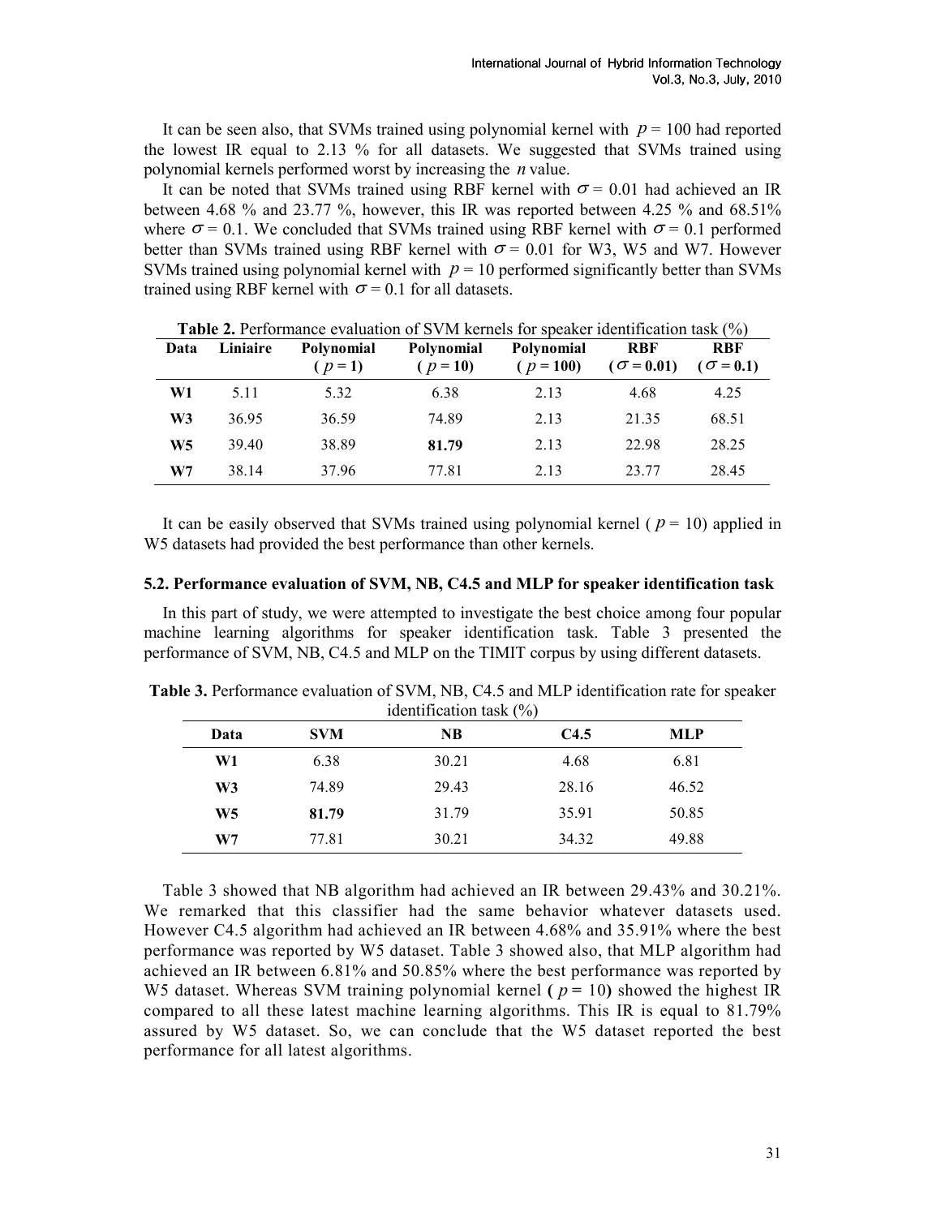It can be seen also, that SVMs trained using polynomial kernel with $p = 100$ had reported the lowest IR equal to 2.13 % for all datasets. We suggested that SVMs trained using polynomial kernels performed worst by increasing the $n$ value.

It can be noted that SVMs trained using RBF kernel with $\sigma = 0.01$ had achieved an IR between 4.68 % and 23.77 %, however, this IR was reported between 4.25 % and 68.51% where $\sigma = 0.1$. We concluded that SVMs trained using RBF kernel with $\sigma = 0.1$ performed better than SVMs trained using RBF kernel with $\sigma = 0.01$ for W3, W5 and W7. However SVMs trained using polynomial kernel with $p = 10$ performed significantly better than SVMs trained using RBF kernel with $\sigma = 0.1$ for all datasets.

**Table 2.** Performance evaluation of SVM kernels for speaker identification task (%)

| Data | Liniaire | Polynomial ($p = 1$) | Polynomial ($p = 10$) | Polynomial ($p = 100$) | RBF ($\sigma = 0.01$) | RBF ($\sigma = 0.1$) |
|---|---|---|---|---|---|---|
| **W1** | 5.11 | 5.32 | 6.38 | 2.13 | 4.68 | 4.25 |
| **W3** | 36.95 | 36.59 | 74.89 | 2.13 | 21.35 | 68.51 |
| **W5** | 39.40 | 38.89 | **81.79** | 2.13 | 22.98 | 28.25 |
| **W7** | 38.14 | 37.96 | 77.81 | 2.13 | 23.77 | 28.45 |

It can be easily observed that SVMs trained using polynomial kernel ( $p = 10$) applied in W5 datasets had provided the best performance than other kernels.

### 5.2. Performance evaluation of SVM, NB, C4.5 and MLP for speaker identification task

In this part of study, we were attempted to investigate the best choice among four popular machine learning algorithms for speaker identification task. Table 3 presented the performance of SVM, NB, C4.5 and MLP on the TIMIT corpus by using different datasets.

**Table 3.** Performance evaluation of SVM, NB, C4.5 and MLP identification rate for speaker identification task (%)

| Data | SVM | NB | C4.5 | MLP |
|---|---|---|---|---|
| **W1** | 6.38 | 30.21 | 4.68 | 6.81 |
| **W3** | 74.89 | 29.43 | 28.16 | 46.52 |
| **W5** | **81.79** | 31.79 | 35.91 | 50.85 |
| **W7** | 77.81 | 30.21 | 34.32 | 49.88 |

Table 3 showed that NB algorithm had achieved an IR between 29.43% and 30.21%. We remarked that this classifier had the same behavior whatever datasets used. However C4.5 algorithm had achieved an IR between 4.68% and 35.91% where the best performance was reported by W5 dataset. Table 3 showed also, that MLP algorithm had achieved an IR between 6.81% and 50.85% where the best performance was reported by W5 dataset. Whereas SVM training polynomial kernel **(** $p = 10$**)** showed the highest IR compared to all these latest machine learning algorithms. This IR is equal to 81.79% assured by W5 dataset. So, we can conclude that the W5 dataset reported the best performance for all latest algorithms.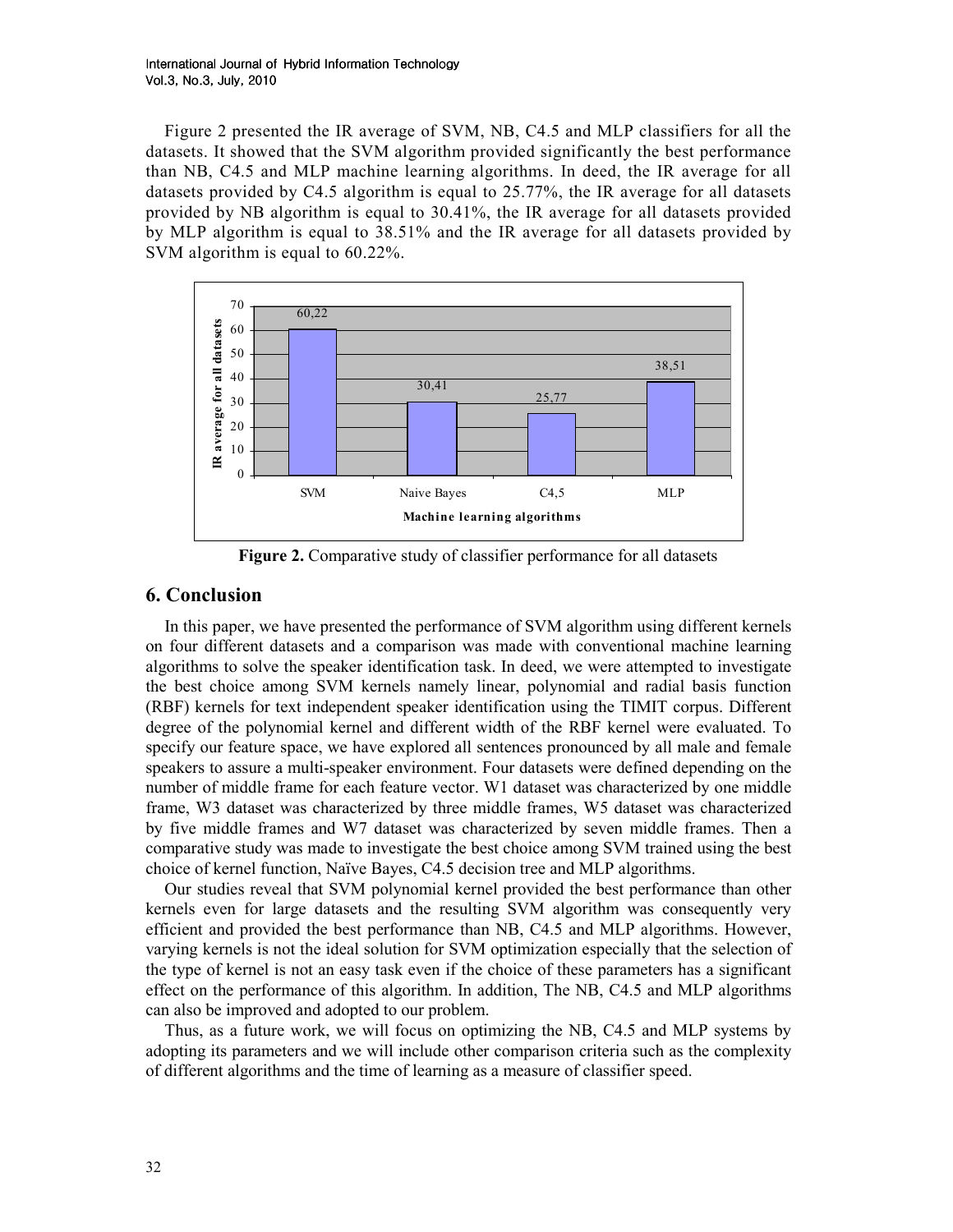Figure 2 presented the IR average of SVM, NB, C4.5 and MLP classifiers for all the datasets. It showed that the SVM algorithm provided significantly the best performance than NB, C4.5 and MLP machine learning algorithms. In deed, the IR average for all datasets provided by C4.5 algorithm is equal to 25.77%, the IR average for all datasets provided by NB algorithm is equal to 30.41%, the IR average for all datasets provided by MLP algorithm is equal to 38.51% and the IR average for all datasets provided by SVM algorithm is equal to 60.22%.

**Figure 2.** Comparative study of classifier performance for all datasets

## 6. Conclusion

In this paper, we have presented the performance of SVM algorithm using different kernels on four different datasets and a comparison was made with conventional machine learning algorithms to solve the speaker identification task. In deed, we were attempted to investigate the best choice among SVM kernels namely linear, polynomial and radial basis function (RBF) kernels for text independent speaker identification using the TIMIT corpus. Different degree of the polynomial kernel and different width of the RBF kernel were evaluated. To specify our feature space, we have explored all sentences pronounced by all male and female speakers to assure a multi-speaker environment. Four datasets were defined depending on the number of middle frame for each feature vector. W1 dataset was characterized by one middle frame, W3 dataset was characterized by three middle frames, W5 dataset was characterized by five middle frames and W7 dataset was characterized by seven middle frames. Then a comparative study was made to investigate the best choice among SVM trained using the best choice of kernel function, Naïve Bayes, C4.5 decision tree and MLP algorithms.

Our studies reveal that SVM polynomial kernel provided the best performance than other kernels even for large datasets and the resulting SVM algorithm was consequently very efficient and provided the best performance than NB, C4.5 and MLP algorithms. However, varying kernels is not the ideal solution for SVM optimization especially that the selection of the type of kernel is not an easy task even if the choice of these parameters has a significant effect on the performance of this algorithm. In addition, The NB, C4.5 and MLP algorithms can also be improved and adopted to our problem.

Thus, as a future work, we will focus on optimizing the NB, C4.5 and MLP systems by adopting its parameters and we will include other comparison criteria such as the complexity of different algorithms and the time of learning as a measure of classifier speed.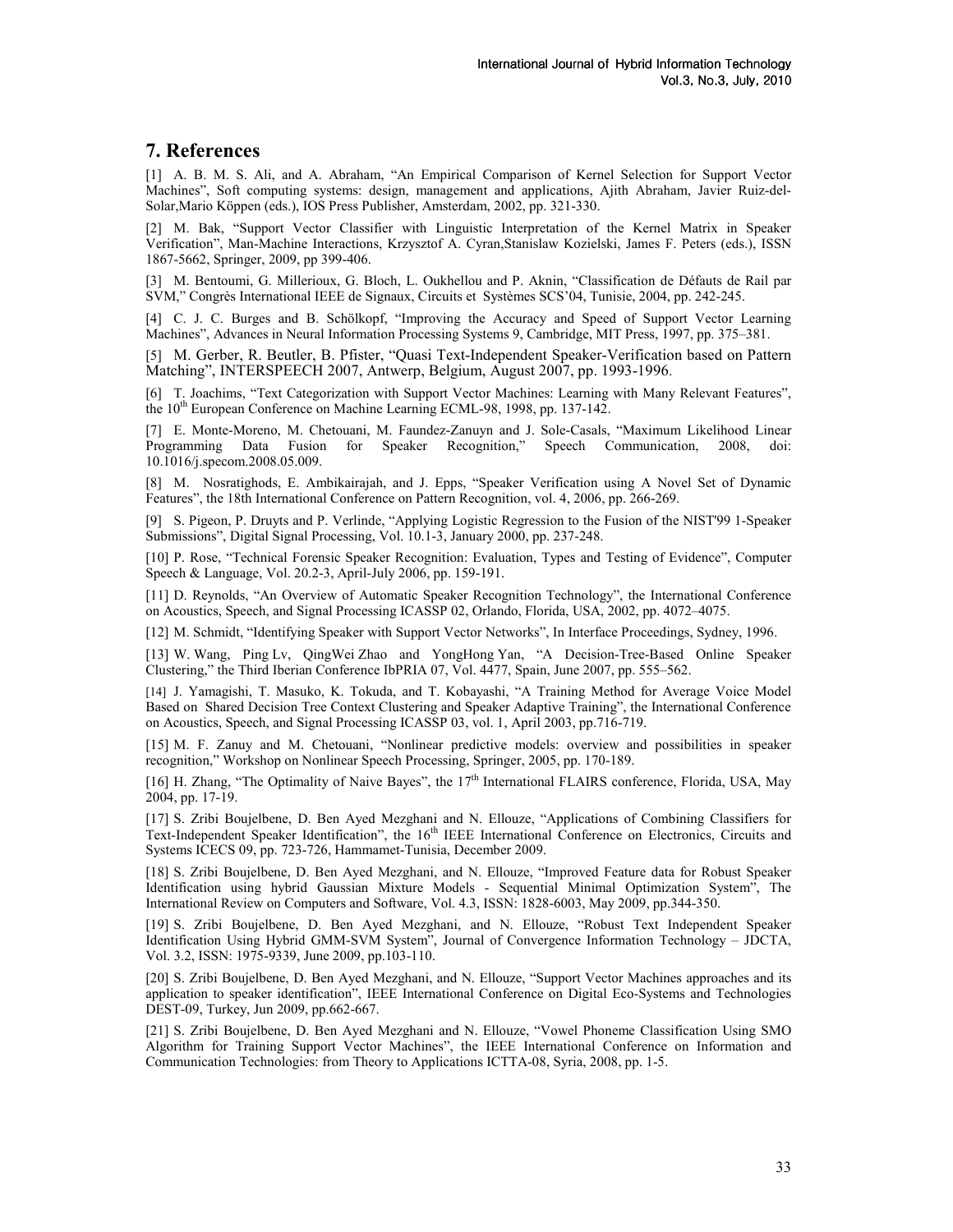## 7. References

[1] A. B. M. S. Ali, and A. Abraham, "An Empirical Comparison of Kernel Selection for Support Vector Machines", Soft computing systems: design, management and applications, Ajith Abraham, Javier Ruiz-del-Solar,Mario Köppen (eds.), IOS Press Publisher, Amsterdam, 2002, pp. 321-330.

[2] M. Bak, "Support Vector Classifier with Linguistic Interpretation of the Kernel Matrix in Speaker Verification", Man-Machine Interactions, Krzysztof A. Cyran,Stanislaw Kozielski, James F. Peters (eds.), ISSN 1867-5662, Springer, 2009, pp 399-406.

[3] M. Bentoumi, G. Millerioux, G. Bloch, L. Oukhellou and P. Aknin, "Classification de Défauts de Rail par SVM," Congrès International IEEE de Signaux, Circuits et Systèmes SCS'04, Tunisie, 2004, pp. 242-245.

[4] C. J. C. Burges and B. Schölkopf, "Improving the Accuracy and Speed of Support Vector Learning Machines", Advances in Neural Information Processing Systems 9, Cambridge, MIT Press, 1997, pp. 375–381.

[5] M. Gerber, R. Beutler, B. Pfister, "Quasi Text-Independent Speaker-Verification based on Pattern Matching", INTERSPEECH 2007, Antwerp, Belgium, August 2007, pp. 1993-1996.

[6] T. Joachims, "Text Categorization with Support Vector Machines: Learning with Many Relevant Features", the 10th European Conference on Machine Learning ECML-98, 1998, pp. 137-142.

[7] E. Monte-Moreno, M. Chetouani, M. Faundez-Zanuyn and J. Sole-Casals, "Maximum Likelihood Linear Programming Data Fusion for Speaker Recognition," Speech Communication, 2008, doi: 10.1016/j.specom.2008.05.009.

[8] M. Nosratighods, E. Ambikairajah, and J. Epps, "Speaker Verification using A Novel Set of Dynamic Features", the 18th International Conference on Pattern Recognition, vol. 4, 2006, pp. 266-269.

[9] S. Pigeon, P. Druyts and P. Verlinde, "Applying Logistic Regression to the Fusion of the NIST'99 1-Speaker Submissions", Digital Signal Processing, Vol. 10.1-3, January 2000, pp. 237-248.

[10] P. Rose, "Technical Forensic Speaker Recognition: Evaluation, Types and Testing of Evidence", Computer Speech & Language, Vol. 20.2-3, April-July 2006, pp. 159-191.

[11] D. Reynolds, "An Overview of Automatic Speaker Recognition Technology", the International Conference on Acoustics, Speech, and Signal Processing ICASSP 02, Orlando, Florida, USA, 2002, pp. 4072–4075.

[12] M. Schmidt, "Identifying Speaker with Support Vector Networks", In Interface Proceedings, Sydney, 1996.

[13] W. Wang, Ping Lv, QingWei Zhao and YongHong Yan, "A Decision-Tree-Based Online Speaker Clustering," the Third Iberian Conference IbPRIA 07, Vol. 4477, Spain, June 2007, pp. 555–562.

[14] J. Yamagishi, T. Masuko, K. Tokuda, and T. Kobayashi, "A Training Method for Average Voice Model Based on Shared Decision Tree Context Clustering and Speaker Adaptive Training", the International Conference on Acoustics, Speech, and Signal Processing ICASSP 03, vol. 1, April 2003, pp.716-719.

[15] M. F. Zanuy and M. Chetouani, "Nonlinear predictive models: overview and possibilities in speaker recognition," Workshop on Nonlinear Speech Processing, Springer, 2005, pp. 170-189.

[16] H. Zhang, "The Optimality of Naive Bayes", the 17th International FLAIRS conference, Florida, USA, May 2004, pp. 17-19.

[17] S. Zribi Boujelbene, D. Ben Ayed Mezghani and N. Ellouze, "Applications of Combining Classifiers for Text-Independent Speaker Identification", the 16th IEEE International Conference on Electronics, Circuits and Systems ICECS 09, pp. 723-726, Hammamet-Tunisia, December 2009.

[18] S. Zribi Boujelbene, D. Ben Ayed Mezghani, and N. Ellouze, "Improved Feature data for Robust Speaker Identification using hybrid Gaussian Mixture Models - Sequential Minimal Optimization System", The International Review on Computers and Software, Vol. 4.3, ISSN: 1828-6003, May 2009, pp.344-350.

[19] S. Zribi Boujelbene, D. Ben Ayed Mezghani, and N. Ellouze, "Robust Text Independent Speaker Identification Using Hybrid GMM-SVM System", Journal of Convergence Information Technology – JDCTA, Vol. 3.2, ISSN: 1975-9339, June 2009, pp.103-110.

[20] S. Zribi Boujelbene, D. Ben Ayed Mezghani, and N. Ellouze, "Support Vector Machines approaches and its application to speaker identification", IEEE International Conference on Digital Eco-Systems and Technologies DEST-09, Turkey, Jun 2009, pp.662-667.

[21] S. Zribi Boujelbene, D. Ben Ayed Mezghani and N. Ellouze, "Vowel Phoneme Classification Using SMO Algorithm for Training Support Vector Machines", the IEEE International Conference on Information and Communication Technologies: from Theory to Applications ICTTA-08, Syria, 2008, pp. 1-5.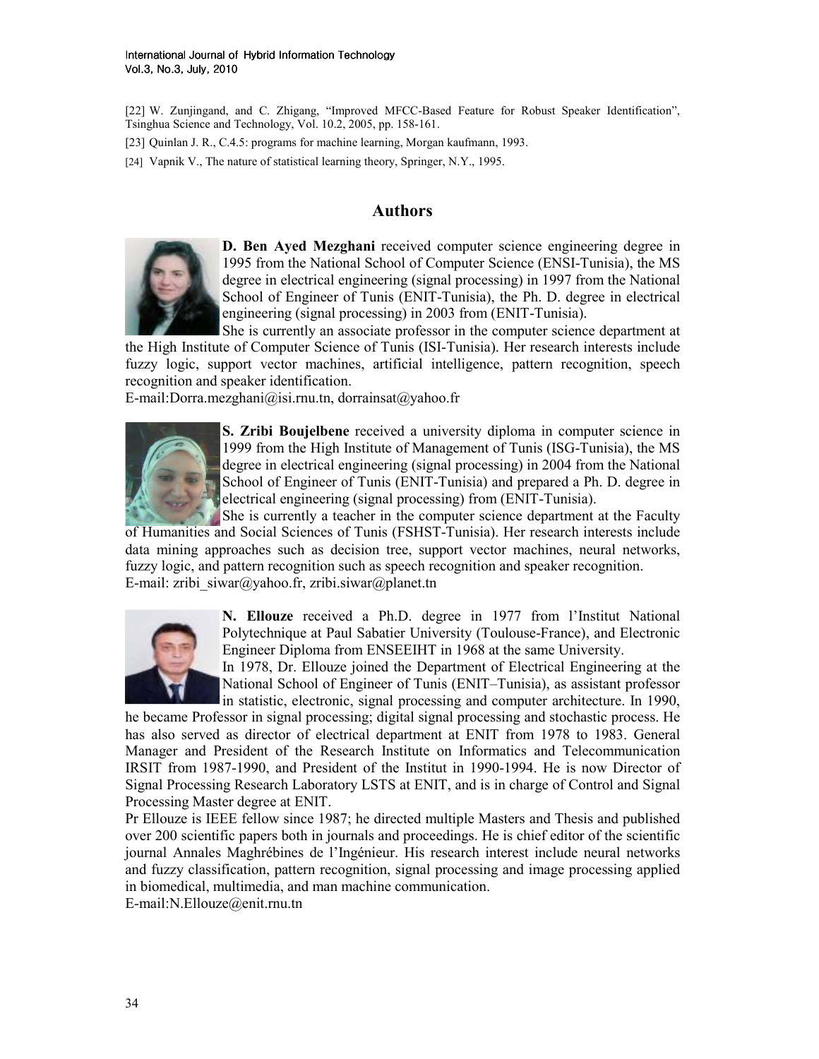[22] W. Zunjingand, and C. Zhigang, "Improved MFCC-Based Feature for Robust Speaker Identification", Tsinghua Science and Technology, Vol. 10.2, 2005, pp. 158-161.

[23] Quinlan J. R., C.4.5: programs for machine learning, Morgan kaufmann, 1993.

[24] Vapnik V., The nature of statistical learning theory, Springer, N.Y., 1995.

## Authors

**D. Ben Ayed Mezghani** received computer science engineering degree in 1995 from the National School of Computer Science (ENSI-Tunisia), the MS degree in electrical engineering (signal processing) in 1997 from the National School of Engineer of Tunis (ENIT-Tunisia), the Ph. D. degree in electrical engineering (signal processing) in 2003 from (ENIT-Tunisia).

She is currently an associate professor in the computer science department at the High Institute of Computer Science of Tunis (ISI-Tunisia). Her research interests include fuzzy logic, support vector machines, artificial intelligence, pattern recognition, speech recognition and speaker identification.

E-mail:Dorra.mezghani@isi.rnu.tn, dorrainsat@yahoo.fr

**S. Zribi Boujelbene** received a university diploma in computer science in 1999 from the High Institute of Management of Tunis (ISG-Tunisia), the MS degree in electrical engineering (signal processing) in 2004 from the National School of Engineer of Tunis (ENIT-Tunisia) and prepared a Ph. D. degree in electrical engineering (signal processing) from (ENIT-Tunisia).

She is currently a teacher in the computer science department at the Faculty of Humanities and Social Sciences of Tunis (FSHST-Tunisia). Her research interests include data mining approaches such as decision tree, support vector machines, neural networks, fuzzy logic, and pattern recognition such as speech recognition and speaker recognition.

E-mail: zribi_siwar@yahoo.fr, zribi.siwar@planet.tn

**N. Ellouze** received a Ph.D. degree in 1977 from l'Institut National Polytechnique at Paul Sabatier University (Toulouse-France), and Electronic Engineer Diploma from ENSEEIHT in 1968 at the same University.

In 1978, Dr. Ellouze joined the Department of Electrical Engineering at the National School of Engineer of Tunis (ENIT–Tunisia), as assistant professor in statistic, electronic, signal processing and computer architecture. In 1990, he became Professor in signal processing; digital signal processing and stochastic process. He has also served as director of electrical department at ENIT from 1978 to 1983. General Manager and President of the Research Institute on Informatics and Telecommunication IRSIT from 1987-1990, and President of the Institut in 1990-1994. He is now Director of Signal Processing Research Laboratory LSTS at ENIT, and is in charge of Control and Signal Processing Master degree at ENIT.

Pr Ellouze is IEEE fellow since 1987; he directed multiple Masters and Thesis and published over 200 scientific papers both in journals and proceedings. He is chief editor of the scientific journal Annales Maghrébines de l'Ingénieur. His research interest include neural networks and fuzzy classification, pattern recognition, signal processing and image processing applied in biomedical, multimedia, and man machine communication.

E-mail:N.Ellouze@enit.rnu.tn